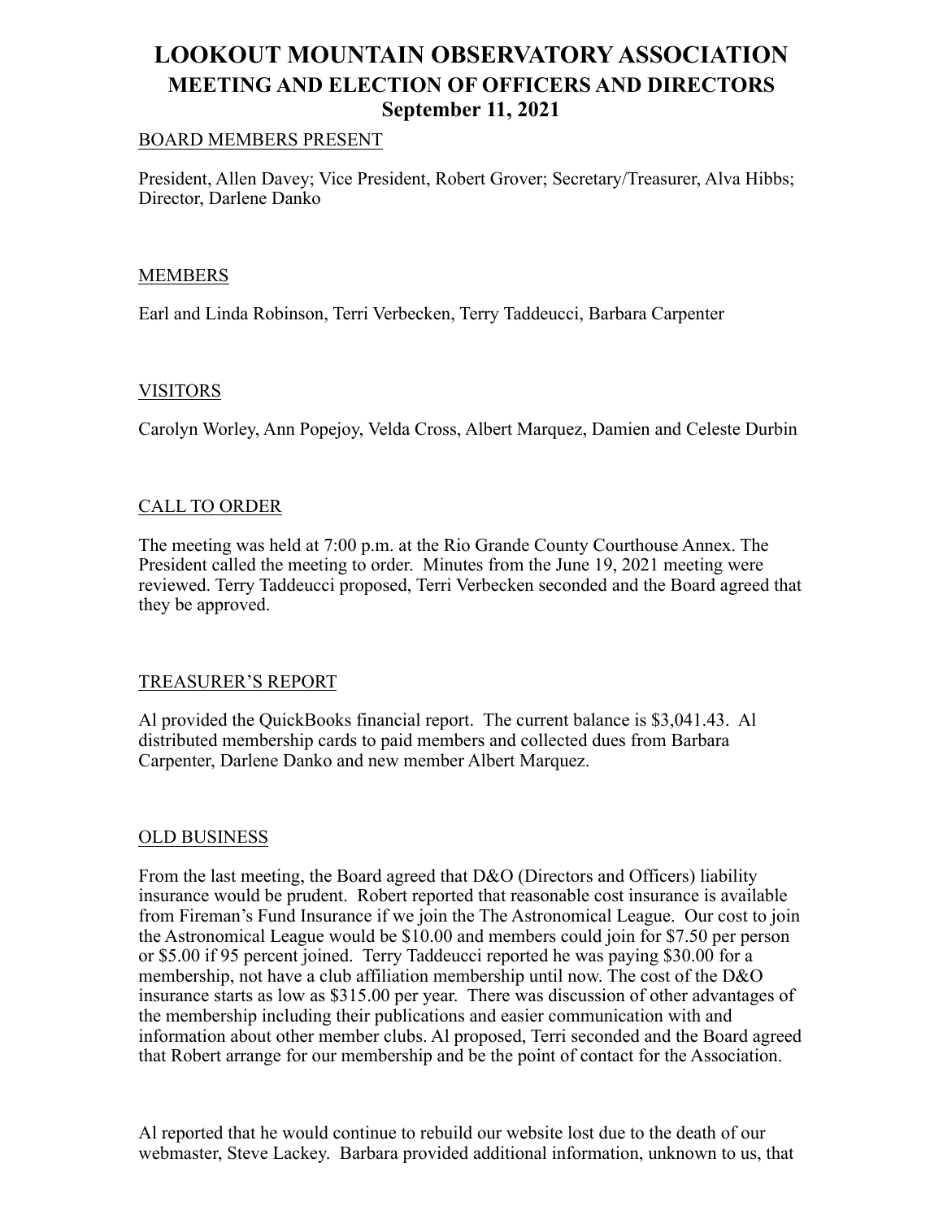# LOOKOUT MOUNTAIN OBSERVATORY ASSOCIATION
## MEETING AND ELECTION OF OFFICERS AND DIRECTORS
## September 11, 2021

BOARD MEMBERS PRESENT

President, Allen Davey; Vice President, Robert Grover; Secretary/Treasurer, Alva Hibbs; Director, Darlene Danko

MEMBERS

Earl and Linda Robinson, Terri Verbecken, Terry Taddeucci, Barbara Carpenter

VISITORS

Carolyn Worley, Ann Popejoy, Velda Cross, Albert Marquez, Damien and Celeste Durbin

CALL TO ORDER

The meeting was held at 7:00 p.m. at the Rio Grande County Courthouse Annex. The President called the meeting to order. Minutes from the June 19, 2021 meeting were reviewed. Terry Taddeucci proposed, Terri Verbecken seconded and the Board agreed that they be approved.

TREASURER'S REPORT

Al provided the QuickBooks financial report. The current balance is $3,041.43. Al distributed membership cards to paid members and collected dues from Barbara Carpenter, Darlene Danko and new member Albert Marquez.

OLD BUSINESS

From the last meeting, the Board agreed that D&O (Directors and Officers) liability insurance would be prudent. Robert reported that reasonable cost insurance is available from Fireman's Fund Insurance if we join the The Astronomical League. Our cost to join the Astronomical League would be $10.00 and members could join for $7.50 per person or $5.00 if 95 percent joined. Terry Taddeucci reported he was paying $30.00 for a membership, not have a club affiliation membership until now. The cost of the D&O insurance starts as low as $315.00 per year. There was discussion of other advantages of the membership including their publications and easier communication with and information about other member clubs. Al proposed, Terri seconded and the Board agreed that Robert arrange for our membership and be the point of contact for the Association.

Al reported that he would continue to rebuild our website lost due to the death of our webmaster, Steve Lackey. Barbara provided additional information, unknown to us, that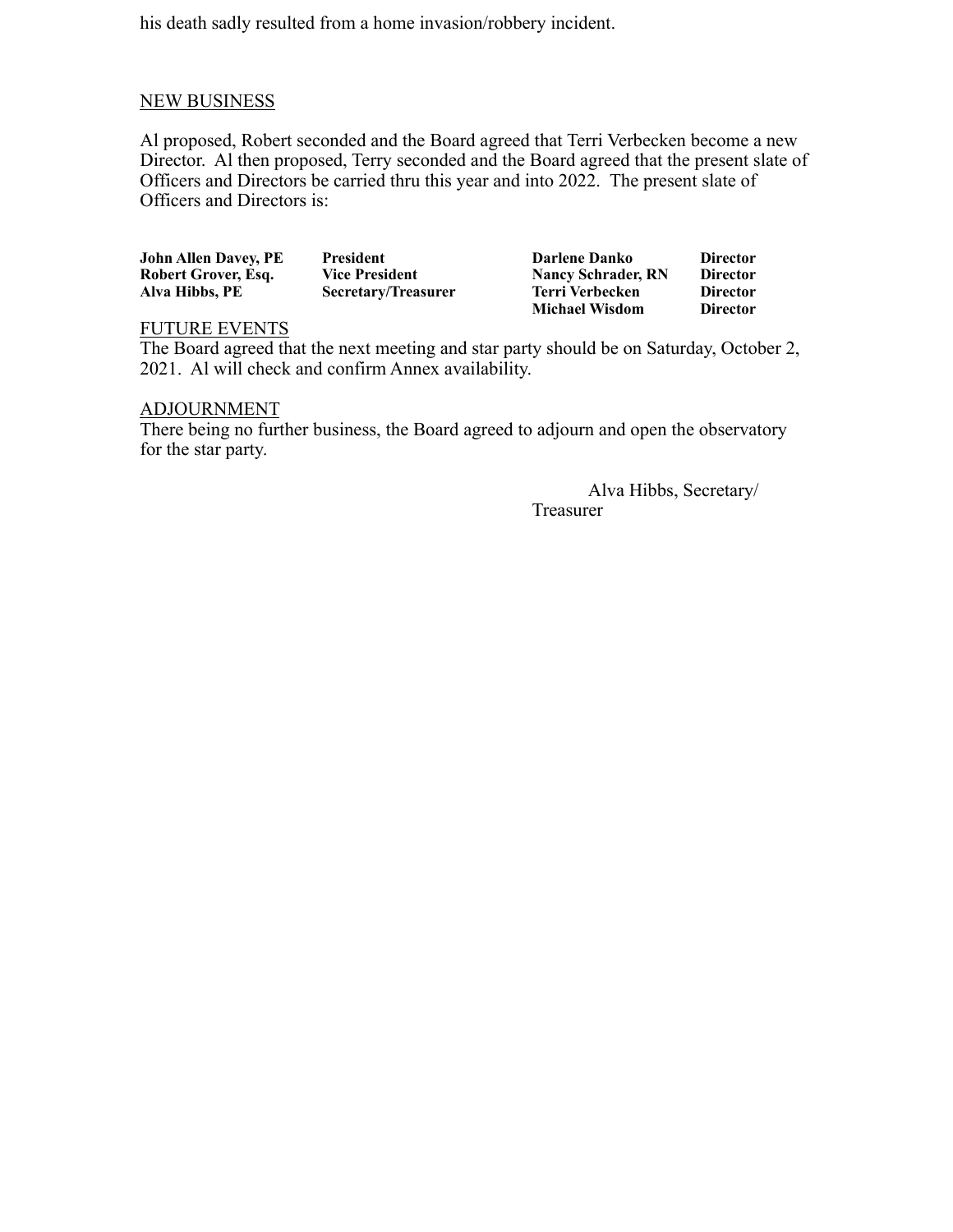his death sadly resulted from a home invasion/robbery incident.

NEW BUSINESS

Al proposed, Robert seconded and the Board agreed that Terri Verbecken become a new Director. Al then proposed, Terry seconded and the Board agreed that the present slate of Officers and Directors be carried thru this year and into 2022. The present slate of Officers and Directors is:

| | | | |
|---|---|---|---|
| **John Allen Davey, PE** | **President** | **Darlene Danko** | **Director** |
| **Robert Grover, Esq.** | **Vice President** | **Nancy Schrader, RN** | **Director** |
| **Alva Hibbs, PE** | **Secretary/Treasurer** | **Terri Verbecken** | **Director** |
| | | **Michael Wisdom** | **Director** |

FUTURE EVENTS

The Board agreed that the next meeting and star party should be on Saturday, October 2, 2021. Al will check and confirm Annex availability.

ADJOURNMENT

There being no further business, the Board agreed to adjourn and open the observatory for the star party.

Alva Hibbs, Secretary/Treasurer